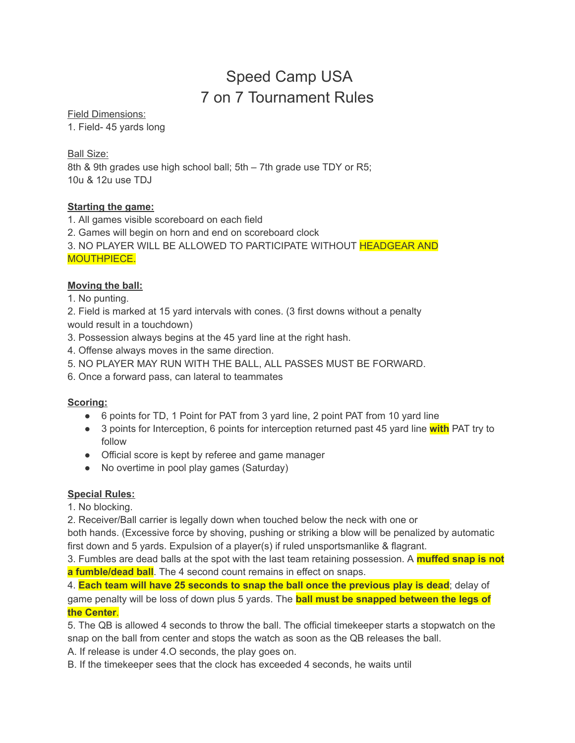# Speed Camp USA
# 7 on 7 Tournament Rules

Field Dimensions:
1. Field- 45 yards long

Ball Size:
8th & 9th grades use high school ball; 5th – 7th grade use TDY or R5;
10u & 12u use TDJ

**Starting the game:**
1. All games visible scoreboard on each field
2. Games will begin on horn and end on scoreboard clock
3. NO PLAYER WILL BE ALLOWED TO PARTICIPATE WITHOUT HEADGEAR AND MOUTHPIECE.

**Moving the ball:**
1. No punting.
2. Field is marked at 15 yard intervals with cones. (3 first downs without a penalty would result in a touchdown)
3. Possession always begins at the 45 yard line at the right hash.
4. Offense always moves in the same direction.
5. NO PLAYER MAY RUN WITH THE BALL, ALL PASSES MUST BE FORWARD.
6. Once a forward pass, can lateral to teammates

**Scoring:**
- 6 points for TD, 1 Point for PAT from 3 yard line, 2 point PAT from 10 yard line
- 3 points for Interception, 6 points for interception returned past 45 yard line **with** PAT try to follow
- Official score is kept by referee and game manager
- No overtime in pool play games (Saturday)

**Special Rules:**
1. No blocking.
2. Receiver/Ball carrier is legally down when touched below the neck with one or both hands. (Excessive force by shoving, pushing or striking a blow will be penalized by automatic first down and 5 yards. Expulsion of a player(s) if ruled unsportsmanlike & flagrant.
3. Fumbles are dead balls at the spot with the last team retaining possession. A **muffed snap is not a fumble/dead ball**. The 4 second count remains in effect on snaps.
4. **Each team will have 25 seconds to snap the ball once the previous play is dead**; delay of game penalty will be loss of down plus 5 yards. The **ball must be snapped between the legs of the Center**.
5. The QB is allowed 4 seconds to throw the ball. The official timekeeper starts a stopwatch on the snap on the ball from center and stops the watch as soon as the QB releases the ball.
A. If release is under 4.O seconds, the play goes on.
B. If the timekeeper sees that the clock has exceeded 4 seconds, he waits until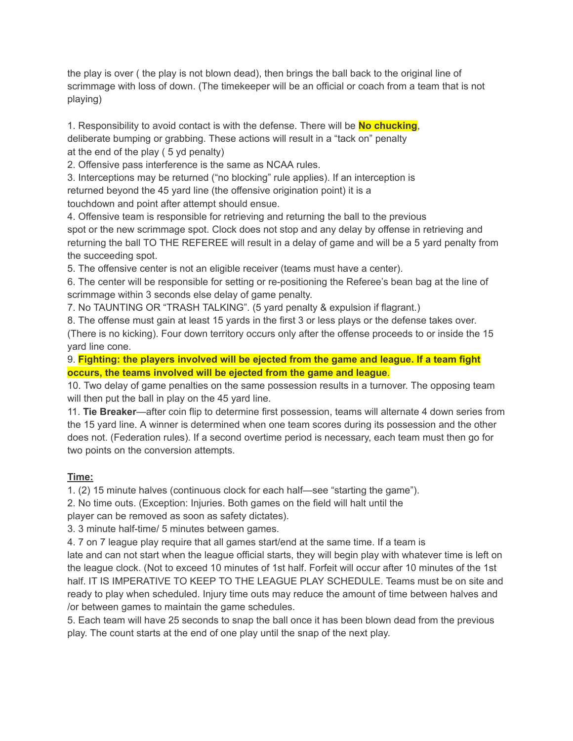the play is over ( the play is not blown dead), then brings the ball back to the original line of scrimmage with loss of down. (The timekeeper will be an official or coach from a team that is not playing)

1. Responsibility to avoid contact is with the defense. There will be **No chucking**, deliberate bumping or grabbing. These actions will result in a "tack on" penalty at the end of the play ( 5 yd penalty)
2. Offensive pass interference is the same as NCAA rules.
3. Interceptions may be returned ("no blocking" rule applies). If an interception is returned beyond the 45 yard line (the offensive origination point) it is a touchdown and point after attempt should ensue.
4. Offensive team is responsible for retrieving and returning the ball to the previous spot or the new scrimmage spot. Clock does not stop and any delay by offense in retrieving and returning the ball TO THE REFEREE will result in a delay of game and will be a 5 yard penalty from the succeeding spot.
5. The offensive center is not an eligible receiver (teams must have a center).
6. The center will be responsible for setting or re-positioning the Referee's bean bag at the line of scrimmage within 3 seconds else delay of game penalty.
7. No TAUNTING OR "TRASH TALKING". (5 yard penalty & expulsion if flagrant.)
8. The offense must gain at least 15 yards in the first 3 or less plays or the defense takes over. (There is no kicking). Four down territory occurs only after the offense proceeds to or inside the 15 yard line cone.
9. **Fighting: the players involved will be ejected from the game and league. If a team fight occurs, the teams involved will be ejected from the game and league**.
10. Two delay of game penalties on the same possession results in a turnover. The opposing team will then put the ball in play on the 45 yard line.
11. **Tie Breaker**—after coin flip to determine first possession, teams will alternate 4 down series from the 15 yard line. A winner is determined when one team scores during its possession and the other does not. (Federation rules). If a second overtime period is necessary, each team must then go for two points on the conversion attempts.

**Time:**

1. (2) 15 minute halves (continuous clock for each half—see "starting the game").
2. No time outs. (Exception: Injuries. Both games on the field will halt until the player can be removed as soon as safety dictates).
3. 3 minute half-time/ 5 minutes between games.
4. 7 on 7 league play require that all games start/end at the same time. If a team is late and can not start when the league official starts, they will begin play with whatever time is left on the league clock. (Not to exceed 10 minutes of 1st half. Forfeit will occur after 10 minutes of the 1st half. IT IS IMPERATIVE TO KEEP TO THE LEAGUE PLAY SCHEDULE. Teams must be on site and ready to play when scheduled. Injury time outs may reduce the amount of time between halves and /or between games to maintain the game schedules.
5. Each team will have 25 seconds to snap the ball once it has been blown dead from the previous play. The count starts at the end of one play until the snap of the next play.